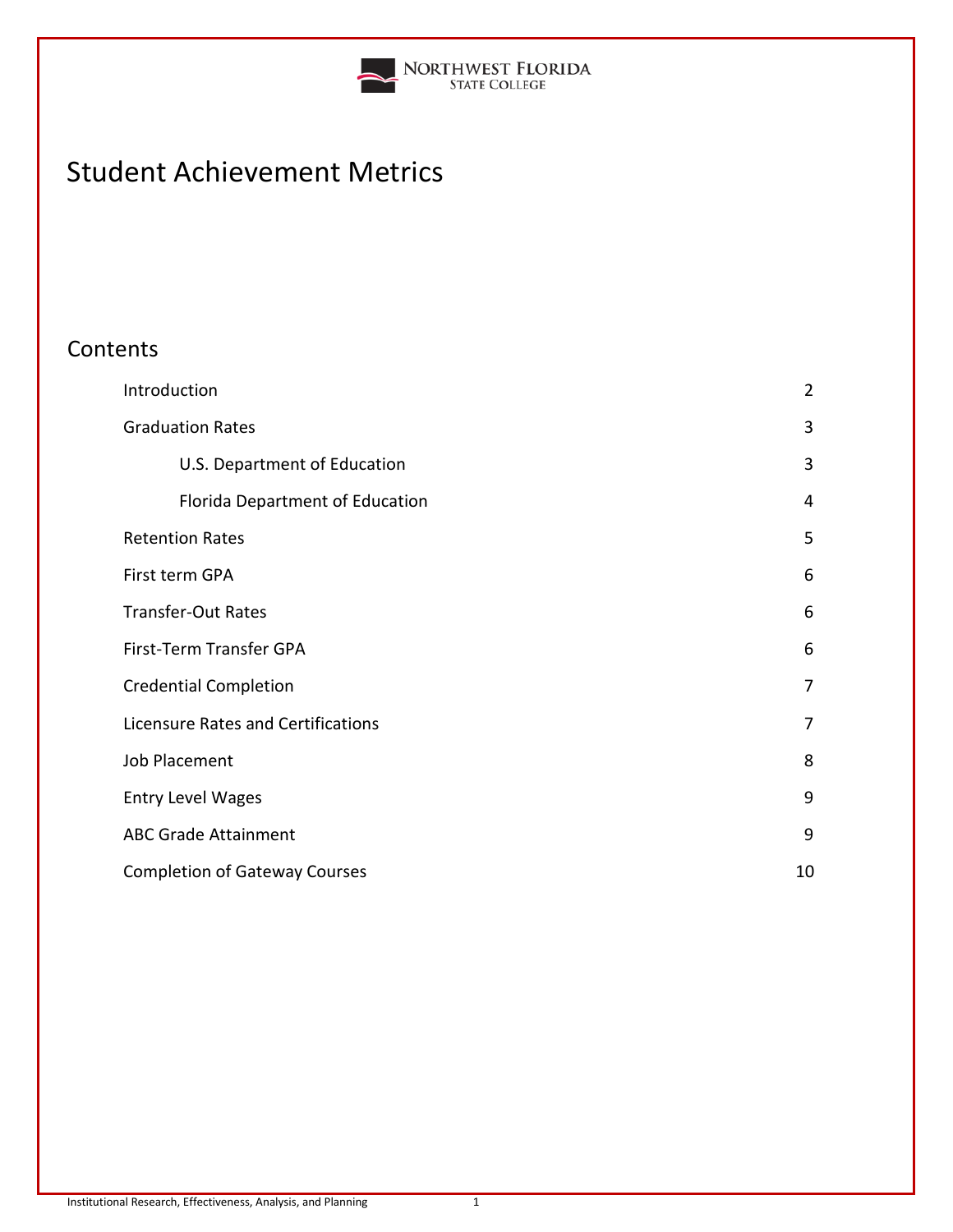Northwest Florida State College

# Student Achievement Metrics

## Contents

| | |
|---|---|
| Introduction | 2 |
| Graduation Rates | 3 |
| U.S. Department of Education | 3 |
| Florida Department of Education | 4 |
| Retention Rates | 5 |
| First term GPA | 6 |
| Transfer-Out Rates | 6 |
| First-Term Transfer GPA | 6 |
| Credential Completion | 7 |
| Licensure Rates and Certifications | 7 |
| Job Placement | 8 |
| Entry Level Wages | 9 |
| ABC Grade Attainment | 9 |
| Completion of Gateway Courses | 10 |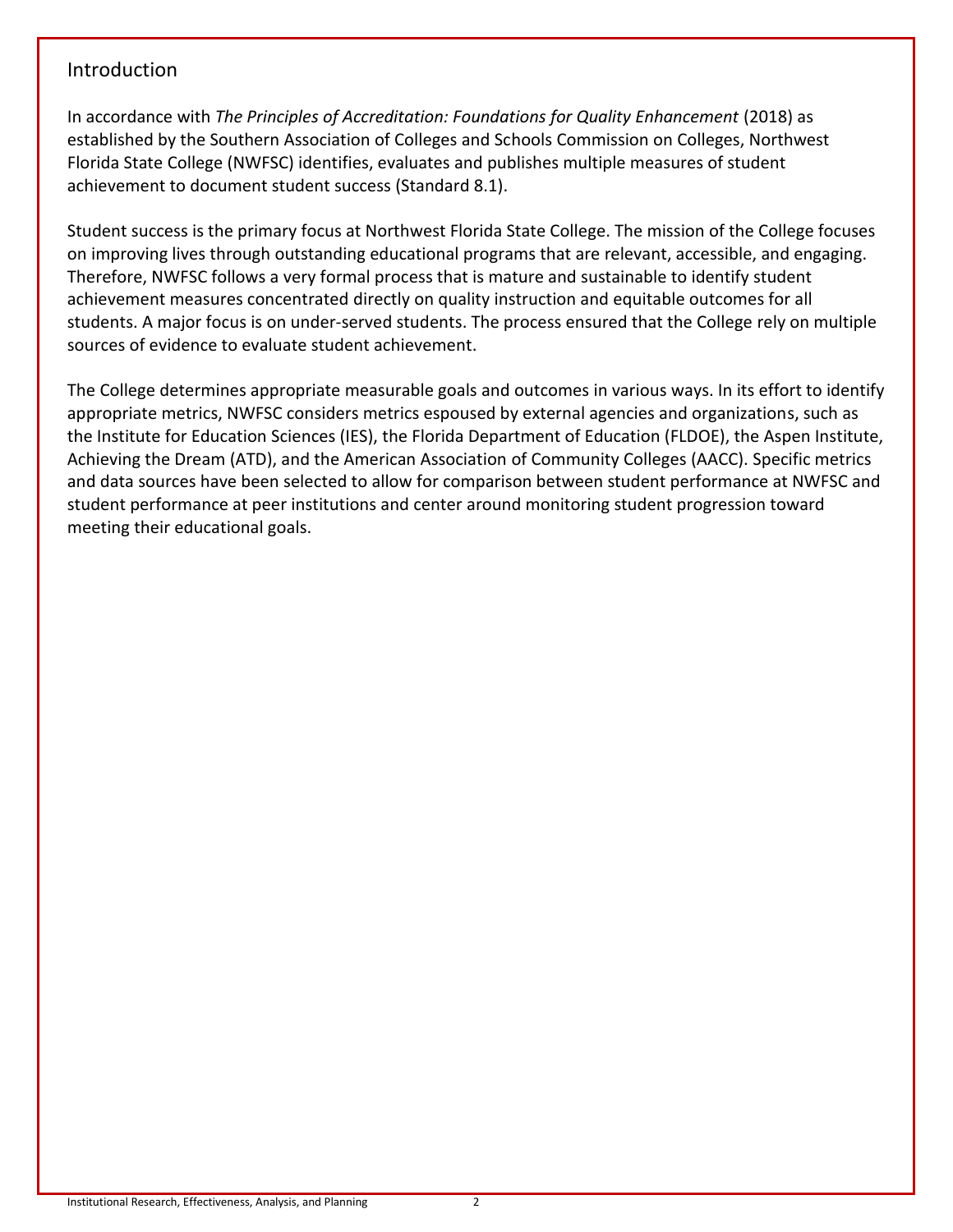## Introduction

In accordance with *The Principles of Accreditation: Foundations for Quality Enhancement* (2018) as established by the Southern Association of Colleges and Schools Commission on Colleges, Northwest Florida State College (NWFSC) identifies, evaluates and publishes multiple measures of student achievement to document student success (Standard 8.1).

Student success is the primary focus at Northwest Florida State College. The mission of the College focuses on improving lives through outstanding educational programs that are relevant, accessible, and engaging. Therefore, NWFSC follows a very formal process that is mature and sustainable to identify student achievement measures concentrated directly on quality instruction and equitable outcomes for all students. A major focus is on under-served students. The process ensured that the College rely on multiple sources of evidence to evaluate student achievement.

The College determines appropriate measurable goals and outcomes in various ways. In its effort to identify appropriate metrics, NWFSC considers metrics espoused by external agencies and organizations, such as the Institute for Education Sciences (IES), the Florida Department of Education (FLDOE), the Aspen Institute, Achieving the Dream (ATD), and the American Association of Community Colleges (AACC). Specific metrics and data sources have been selected to allow for comparison between student performance at NWFSC and student performance at peer institutions and center around monitoring student progression toward meeting their educational goals.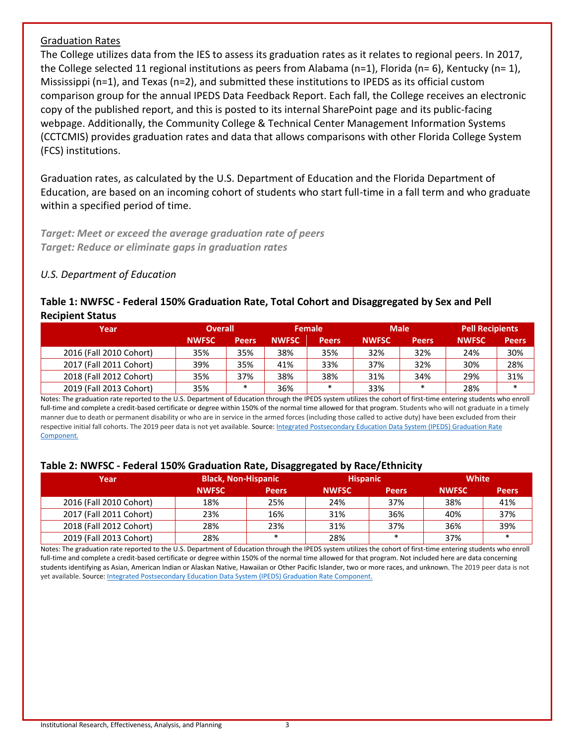Graduation Rates

The College utilizes data from the IES to assess its graduation rates as it relates to regional peers. In 2017, the College selected 11 regional institutions as peers from Alabama (n=1), Florida (n= 6), Kentucky (n= 1), Mississippi (n=1), and Texas (n=2), and submitted these institutions to IPEDS as its official custom comparison group for the annual IPEDS Data Feedback Report. Each fall, the College receives an electronic copy of the published report, and this is posted to its internal SharePoint page and its public-facing webpage. Additionally, the Community College & Technical Center Management Information Systems (CCTCMIS) provides graduation rates and data that allows comparisons with other Florida College System (FCS) institutions.

Graduation rates, as calculated by the U.S. Department of Education and the Florida Department of Education, are based on an incoming cohort of students who start full-time in a fall term and who graduate within a specified period of time.

***Target: Meet or exceed the average graduation rate of peers***
***Target: Reduce or eliminate gaps in graduation rates***

*U.S. Department of Education*

**Table 1: NWFSC - Federal 150% Graduation Rate, Total Cohort and Disaggregated by Sex and Pell Recipient Status**

| Year | Overall | | Female | | Male | | Pell Recipients | |
|---|---|---|---|---|---|---|---|---|
| | NWFSC | Peers | NWFSC | Peers | NWFSC | Peers | NWFSC | Peers |
| 2016 (Fall 2010 Cohort) | 35% | 35% | 38% | 35% | 32% | 32% | 24% | 30% |
| 2017 (Fall 2011 Cohort) | 39% | 35% | 41% | 33% | 37% | 32% | 30% | 28% |
| 2018 (Fall 2012 Cohort) | 35% | 37% | 38% | 38% | 31% | 34% | 29% | 31% |
| 2019 (Fall 2013 Cohort) | 35% | * | 36% | * | 33% | * | 28% | * |

Notes: The graduation rate reported to the U.S. Department of Education through the IPEDS system utilizes the cohort of first-time entering students who enroll full-time and complete a credit-based certificate or degree within 150% of the normal time allowed for that program. Students who will not graduate in a timely manner due to death or permanent disability or who are in service in the armed forces (including those called to active duty) have been excluded from their respective initial fall cohorts. The 2019 peer data is not yet available. Source: Integrated Postsecondary Education Data System (IPEDS) Graduation Rate Component.

**Table 2: NWFSC - Federal 150% Graduation Rate, Disaggregated by Race/Ethnicity**

| Year | Black, Non-Hispanic | | Hispanic | | White | |
|---|---|---|---|---|---|---|
| | NWFSC | Peers | NWFSC | Peers | NWFSC | Peers |
| 2016 (Fall 2010 Cohort) | 18% | 25% | 24% | 37% | 38% | 41% |
| 2017 (Fall 2011 Cohort) | 23% | 16% | 31% | 36% | 40% | 37% |
| 2018 (Fall 2012 Cohort) | 28% | 23% | 31% | 37% | 36% | 39% |
| 2019 (Fall 2013 Cohort) | 28% | * | 28% | * | 37% | * |

Notes: The graduation rate reported to the U.S. Department of Education through the IPEDS system utilizes the cohort of first-time entering students who enroll full-time and complete a credit-based certificate or degree within 150% of the normal time allowed for that program. Not included here are data concerning students identifying as Asian, American Indian or Alaskan Native, Hawaiian or Other Pacific Islander, two or more races, and unknown. The 2019 peer data is not yet available. Source: Integrated Postsecondary Education Data System (IPEDS) Graduation Rate Component.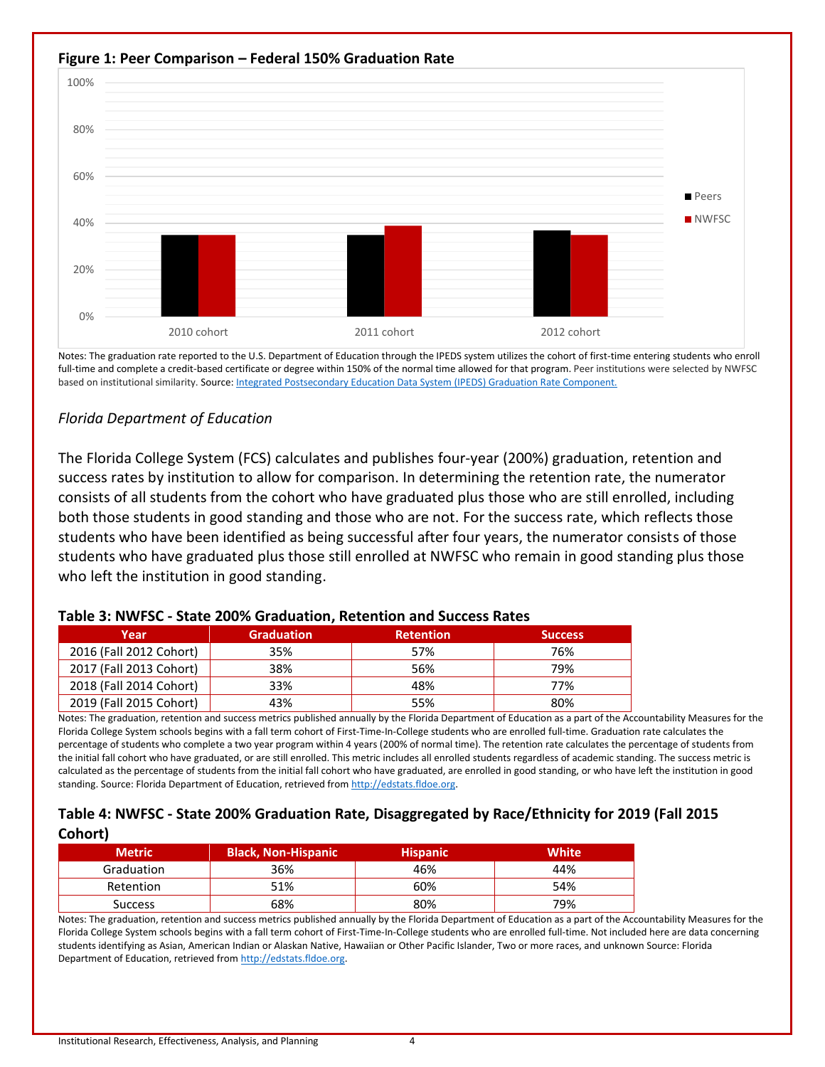**Figure 1: Peer Comparison – Federal 150% Graduation Rate**

Notes: The graduation rate reported to the U.S. Department of Education through the IPEDS system utilizes the cohort of first-time entering students who enroll full-time and complete a credit-based certificate or degree within 150% of the normal time allowed for that program. Peer institutions were selected by NWFSC based on institutional similarity. Source: [Integrated Postsecondary Education Data System (IPEDS) Graduation Rate Component.](#)

### *Florida Department of Education*

The Florida College System (FCS) calculates and publishes four-year (200%) graduation, retention and success rates by institution to allow for comparison. In determining the retention rate, the numerator consists of all students from the cohort who have graduated plus those who are still enrolled, including both those students in good standing and those who are not. For the success rate, which reflects those students who have been identified as being successful after four years, the numerator consists of those students who have graduated plus those still enrolled at NWFSC who remain in good standing plus those who left the institution in good standing.

**Table 3: NWFSC - State 200% Graduation, Retention and Success Rates**

| Year | Graduation | Retention | Success |
|---|---|---|---|
| 2016 (Fall 2012 Cohort) | 35% | 57% | 76% |
| 2017 (Fall 2013 Cohort) | 38% | 56% | 79% |
| 2018 (Fall 2014 Cohort) | 33% | 48% | 77% |
| 2019 (Fall 2015 Cohort) | 43% | 55% | 80% |

Notes: The graduation, retention and success metrics published annually by the Florida Department of Education as a part of the Accountability Measures for the Florida College System schools begins with a fall term cohort of First-Time-In-College students who are enrolled full-time. Graduation rate calculates the percentage of students who complete a two year program within 4 years (200% of normal time). The retention rate calculates the percentage of students from the initial fall cohort who have graduated, or are still enrolled. This metric includes all enrolled students regardless of academic standing. The success metric is calculated as the percentage of students from the initial fall cohort who have graduated, are enrolled in good standing, or who have left the institution in good standing. Source: Florida Department of Education, retrieved from http://edstats.fldoe.org.

**Table 4: NWFSC - State 200% Graduation Rate, Disaggregated by Race/Ethnicity for 2019 (Fall 2015 Cohort)**

| Metric | Black, Non-Hispanic | Hispanic | White |
|---|---|---|---|
| Graduation | 36% | 46% | 44% |
| Retention | 51% | 60% | 54% |
| Success | 68% | 80% | 79% |

Notes: The graduation, retention and success metrics published annually by the Florida Department of Education as a part of the Accountability Measures for the Florida College System schools begins with a fall term cohort of First-Time-In-College students who are enrolled full-time. Not included here are data concerning students identifying as Asian, American Indian or Alaskan Native, Hawaiian or Other Pacific Islander, Two or more races, and unknown Source: Florida Department of Education, retrieved from http://edstats.fldoe.org.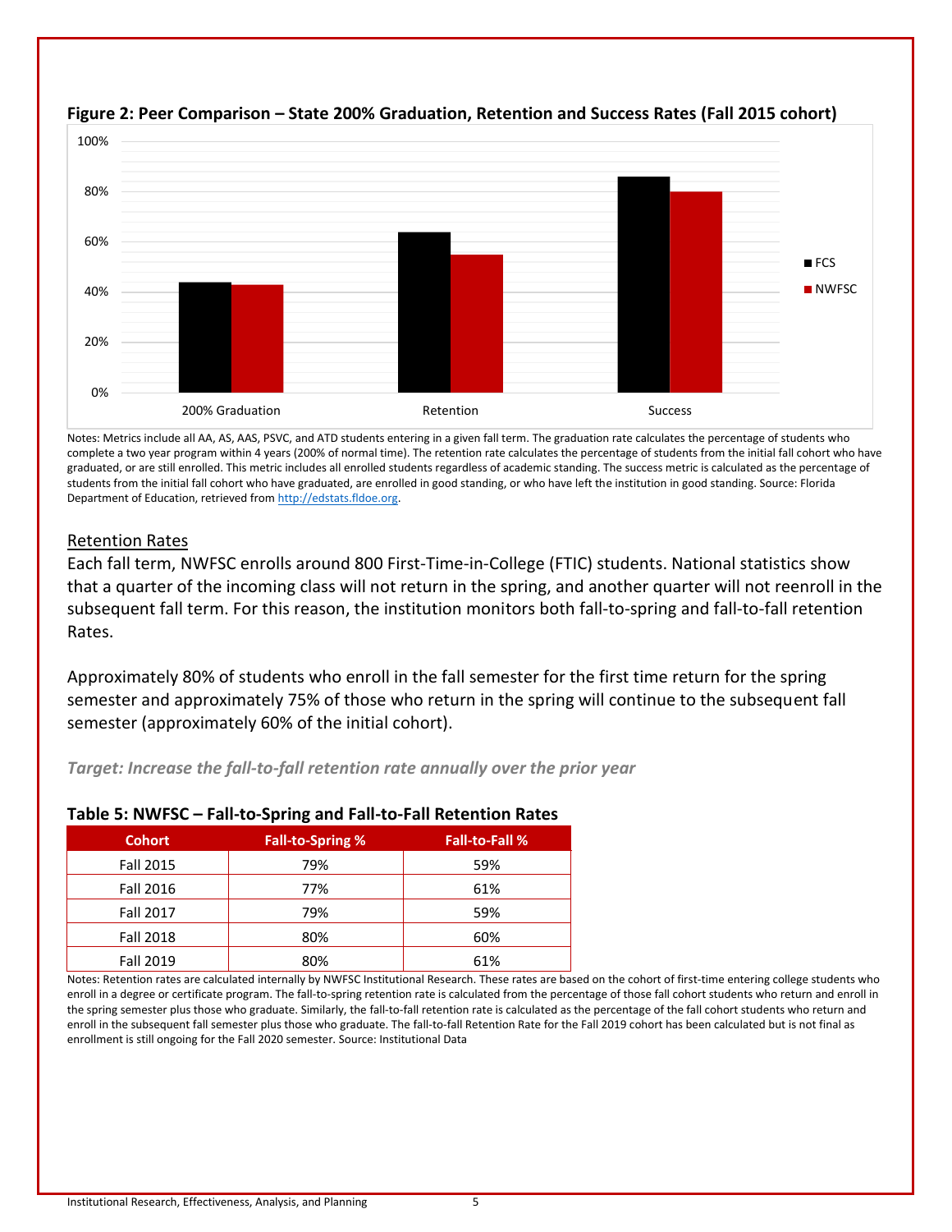**Figure 2: Peer Comparison – State 200% Graduation, Retention and Success Rates (Fall 2015 cohort)**

Notes: Metrics include all AA, AS, AAS, PSVC, and ATD students entering in a given fall term. The graduation rate calculates the percentage of students who complete a two year program within 4 years (200% of normal time). The retention rate calculates the percentage of students from the initial fall cohort who have graduated, or are still enrolled. This metric includes all enrolled students regardless of academic standing. The success metric is calculated as the percentage of students from the initial fall cohort who have graduated, are enrolled in good standing, or who have left the institution in good standing. Source: Florida Department of Education, retrieved from http://edstats.fldoe.org.

## Retention Rates

Each fall term, NWFSC enrolls around 800 First-Time-in-College (FTIC) students. National statistics show that a quarter of the incoming class will not return in the spring, and another quarter will not reenroll in the subsequent fall term. For this reason, the institution monitors both fall-to-spring and fall-to-fall retention Rates.

Approximately 80% of students who enroll in the fall semester for the first time return for the spring semester and approximately 75% of those who return in the spring will continue to the subsequent fall semester (approximately 60% of the initial cohort).

***Target: Increase the fall-to-fall retention rate annually over the prior year***

**Table 5: NWFSC – Fall-to-Spring and Fall-to-Fall Retention Rates**

| Cohort | Fall-to-Spring % | Fall-to-Fall % |
| --- | --- | --- |
| Fall 2015 | 79% | 59% |
| Fall 2016 | 77% | 61% |
| Fall 2017 | 79% | 59% |
| Fall 2018 | 80% | 60% |
| Fall 2019 | 80% | 61% |

Notes: Retention rates are calculated internally by NWFSC Institutional Research. These rates are based on the cohort of first-time entering college students who enroll in a degree or certificate program. The fall-to-spring retention rate is calculated from the percentage of those fall cohort students who return and enroll in the spring semester plus those who graduate. Similarly, the fall-to-fall retention rate is calculated as the percentage of the fall cohort students who return and enroll in the subsequent fall semester plus those who graduate. The fall-to-fall Retention Rate for the Fall 2019 cohort has been calculated but is not final as enrollment is still ongoing for the Fall 2020 semester. Source: Institutional Data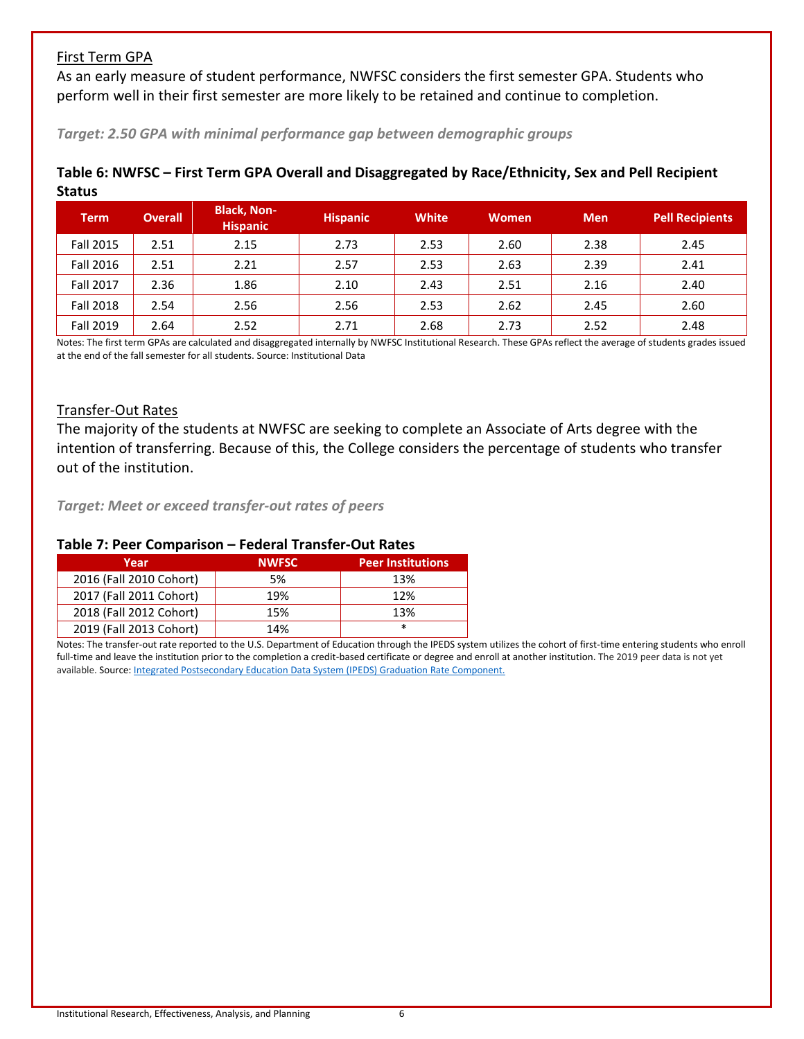## First Term GPA

As an early measure of student performance, NWFSC considers the first semester GPA. Students who perform well in their first semester are more likely to be retained and continue to completion.

***Target: 2.50 GPA with minimal performance gap between demographic groups***

**Table 6: NWFSC – First Term GPA Overall and Disaggregated by Race/Ethnicity, Sex and Pell Recipient Status**

| Term | Overall | Black, Non-Hispanic | Hispanic | White | Women | Men | Pell Recipients |
|---|---|---|---|---|---|---|---|
| Fall 2015 | 2.51 | 2.15 | 2.73 | 2.53 | 2.60 | 2.38 | 2.45 |
| Fall 2016 | 2.51 | 2.21 | 2.57 | 2.53 | 2.63 | 2.39 | 2.41 |
| Fall 2017 | 2.36 | 1.86 | 2.10 | 2.43 | 2.51 | 2.16 | 2.40 |
| Fall 2018 | 2.54 | 2.56 | 2.56 | 2.53 | 2.62 | 2.45 | 2.60 |
| Fall 2019 | 2.64 | 2.52 | 2.71 | 2.68 | 2.73 | 2.52 | 2.48 |

Notes: The first term GPAs are calculated and disaggregated internally by NWFSC Institutional Research. These GPAs reflect the average of students grades issued at the end of the fall semester for all students. Source: Institutional Data

## Transfer-Out Rates

The majority of the students at NWFSC are seeking to complete an Associate of Arts degree with the intention of transferring. Because of this, the College considers the percentage of students who transfer out of the institution.

***Target: Meet or exceed transfer-out rates of peers***

**Table 7: Peer Comparison – Federal Transfer-Out Rates**

| Year | NWFSC | Peer Institutions |
|---|---|---|
| 2016 (Fall 2010 Cohort) | 5% | 13% |
| 2017 (Fall 2011 Cohort) | 19% | 12% |
| 2018 (Fall 2012 Cohort) | 15% | 13% |
| 2019 (Fall 2013 Cohort) | 14% | * |

Notes: The transfer-out rate reported to the U.S. Department of Education through the IPEDS system utilizes the cohort of first-time entering students who enroll full-time and leave the institution prior to the completion a credit-based certificate or degree and enroll at another institution. The 2019 peer data is not yet available. Source: Integrated Postsecondary Education Data System (IPEDS) Graduation Rate Component.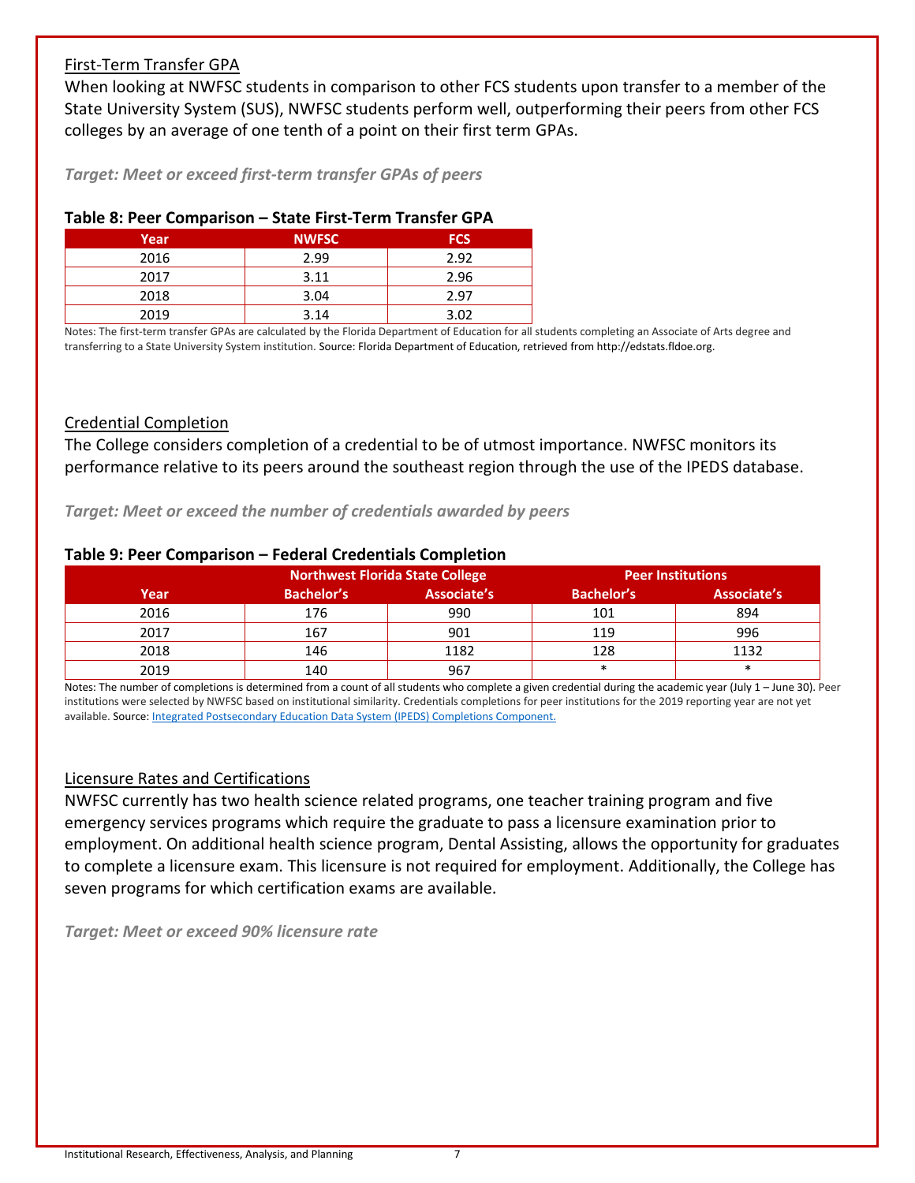## First-Term Transfer GPA

When looking at NWFSC students in comparison to other FCS students upon transfer to a member of the State University System (SUS), NWFSC students perform well, outperforming their peers from other FCS colleges by an average of one tenth of a point on their first term GPAs.

*Target: Meet or exceed first-term transfer GPAs of peers*

**Table 8: Peer Comparison – State First-Term Transfer GPA**

| Year | NWFSC | FCS |
|---|---|---|
| 2016 | 2.99 | 2.92 |
| 2017 | 3.11 | 2.96 |
| 2018 | 3.04 | 2.97 |
| 2019 | 3.14 | 3.02 |

Notes: The first-term transfer GPAs are calculated by the Florida Department of Education for all students completing an Associate of Arts degree and transferring to a State University System institution. Source: Florida Department of Education, retrieved from http://edstats.fldoe.org.

## Credential Completion

The College considers completion of a credential to be of utmost importance. NWFSC monitors its performance relative to its peers around the southeast region through the use of the IPEDS database.

*Target: Meet or exceed the number of credentials awarded by peers*

**Table 9: Peer Comparison – Federal Credentials Completion**

| | Northwest Florida State College | | Peer Institutions | |
|---|---|---|---|---|
| Year | Bachelor's | Associate's | Bachelor's | Associate's |
| 2016 | 176 | 990 | 101 | 894 |
| 2017 | 167 | 901 | 119 | 996 |
| 2018 | 146 | 1182 | 128 | 1132 |
| 2019 | 140 | 967 | * | * |

Notes: The number of completions is determined from a count of all students who complete a given credential during the academic year (July 1 – June 30). Peer institutions were selected by NWFSC based on institutional similarity. Credentials completions for peer institutions for the 2019 reporting year are not yet available. Source: Integrated Postsecondary Education Data System (IPEDS) Completions Component.

## Licensure Rates and Certifications

NWFSC currently has two health science related programs, one teacher training program and five emergency services programs which require the graduate to pass a licensure examination prior to employment. On additional health science program, Dental Assisting, allows the opportunity for graduates to complete a licensure exam. This licensure is not required for employment. Additionally, the College has seven programs for which certification exams are available.

*Target: Meet or exceed 90% licensure rate*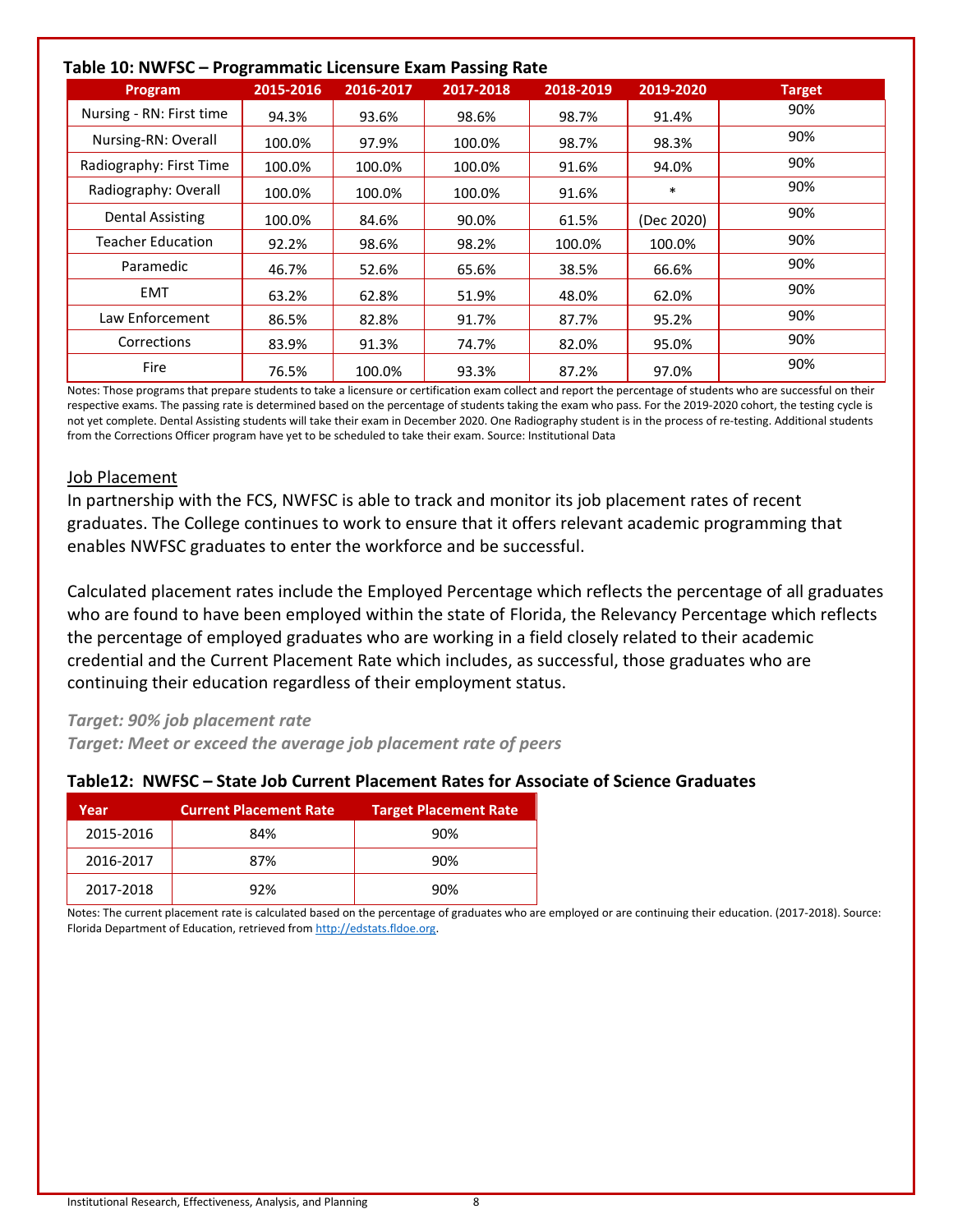### Table 10: NWFSC – Programmatic Licensure Exam Passing Rate

| Program | 2015-2016 | 2016-2017 | 2017-2018 | 2018-2019 | 2019-2020 | Target |
|---|---|---|---|---|---|---|
| Nursing - RN: First time | 94.3% | 93.6% | 98.6% | 98.7% | 91.4% | 90% |
| Nursing-RN: Overall | 100.0% | 97.9% | 100.0% | 98.7% | 98.3% | 90% |
| Radiography: First Time | 100.0% | 100.0% | 100.0% | 91.6% | 94.0% | 90% |
| Radiography: Overall | 100.0% | 100.0% | 100.0% | 91.6% | * | 90% |
| Dental Assisting | 100.0% | 84.6% | 90.0% | 61.5% | (Dec 2020) | 90% |
| Teacher Education | 92.2% | 98.6% | 98.2% | 100.0% | 100.0% | 90% |
| Paramedic | 46.7% | 52.6% | 65.6% | 38.5% | 66.6% | 90% |
| EMT | 63.2% | 62.8% | 51.9% | 48.0% | 62.0% | 90% |
| Law Enforcement | 86.5% | 82.8% | 91.7% | 87.7% | 95.2% | 90% |
| Corrections | 83.9% | 91.3% | 74.7% | 82.0% | 95.0% | 90% |
| Fire | 76.5% | 100.0% | 93.3% | 87.2% | 97.0% | 90% |

Notes: Those programs that prepare students to take a licensure or certification exam collect and report the percentage of students who are successful on their respective exams. The passing rate is determined based on the percentage of students taking the exam who pass. For the 2019-2020 cohort, the testing cycle is not yet complete. Dental Assisting students will take their exam in December 2020. One Radiography student is in the process of re-testing. Additional students from the Corrections Officer program have yet to be scheduled to take their exam. Source: Institutional Data

## Job Placement

In partnership with the FCS, NWFSC is able to track and monitor its job placement rates of recent graduates. The College continues to work to ensure that it offers relevant academic programming that enables NWFSC graduates to enter the workforce and be successful.

Calculated placement rates include the Employed Percentage which reflects the percentage of all graduates who are found to have been employed within the state of Florida, the Relevancy Percentage which reflects the percentage of employed graduates who are working in a field closely related to their academic credential and the Current Placement Rate which includes, as successful, those graduates who are continuing their education regardless of their employment status.

***Target: 90% job placement rate***

***Target: Meet or exceed the average job placement rate of peers***

### Table12: NWFSC – State Job Current Placement Rates for Associate of Science Graduates

| Year | Current Placement Rate | Target Placement Rate |
|---|---|---|
| 2015-2016 | 84% | 90% |
| 2016-2017 | 87% | 90% |
| 2017-2018 | 92% | 90% |

Notes: The current placement rate is calculated based on the percentage of graduates who are employed or are continuing their education. (2017-2018). Source: Florida Department of Education, retrieved from http://edstats.fldoe.org.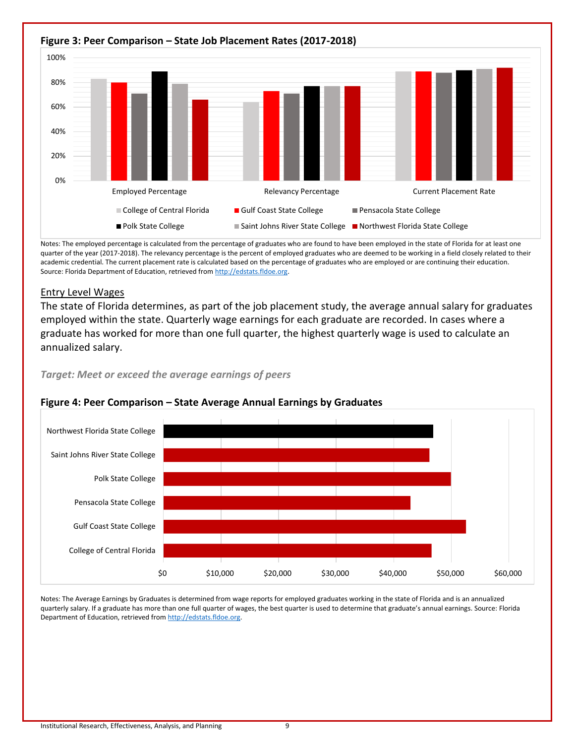**Figure 3: Peer Comparison – State Job Placement Rates (2017-2018)**

Notes: The employed percentage is calculated from the percentage of graduates who are found to have been employed in the state of Florida for at least one quarter of the year (2017-2018). The relevancy percentage is the percent of employed graduates who are deemed to be working in a field closely related to their academic credential. The current placement rate is calculated based on the percentage of graduates who are employed or are continuing their education. Source: Florida Department of Education, retrieved from http://edstats.fldoe.org.

## Entry Level Wages

The state of Florida determines, as part of the job placement study, the average annual salary for graduates employed within the state. Quarterly wage earnings for each graduate are recorded. In cases where a graduate has worked for more than one full quarter, the highest quarterly wage is used to calculate an annualized salary.

***Target: Meet or exceed the average earnings of peers***

**Figure 4: Peer Comparison – State Average Annual Earnings by Graduates**

Notes: The Average Earnings by Graduates is determined from wage reports for employed graduates working in the state of Florida and is an annualized quarterly salary. If a graduate has more than one full quarter of wages, the best quarter is used to determine that graduate's annual earnings. Source: Florida Department of Education, retrieved from http://edstats.fldoe.org.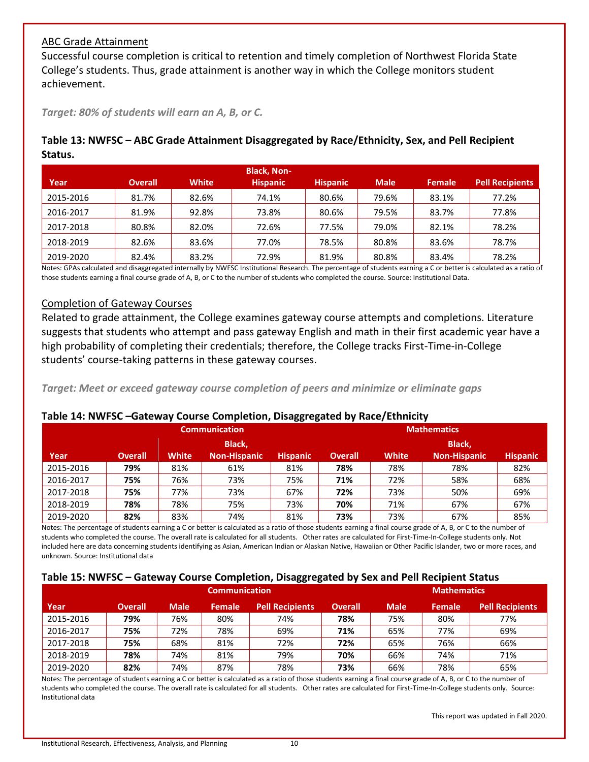## ABC Grade Attainment

Successful course completion is critical to retention and timely completion of Northwest Florida State College's students. Thus, grade attainment is another way in which the College monitors student achievement.

*Target: 80% of students will earn an A, B, or C.*

### Table 13: NWFSC – ABC Grade Attainment Disaggregated by Race/Ethnicity, Sex, and Pell Recipient Status.

| Year | Overall | White | Black, Non-Hispanic | Hispanic | Male | Female | Pell Recipients |
|---|---|---|---|---|---|---|---|
| 2015-2016 | 81.7% | 82.6% | 74.1% | 80.6% | 79.6% | 83.1% | 77.2% |
| 2016-2017 | 81.9% | 92.8% | 73.8% | 80.6% | 79.5% | 83.7% | 77.8% |
| 2017-2018 | 80.8% | 82.0% | 72.6% | 77.5% | 79.0% | 82.1% | 78.2% |
| 2018-2019 | 82.6% | 83.6% | 77.0% | 78.5% | 80.8% | 83.6% | 78.7% |
| 2019-2020 | 82.4% | 83.2% | 72.9% | 81.9% | 80.8% | 83.4% | 78.2% |

Notes: GPAs calculated and disaggregated internally by NWFSC Institutional Research. The percentage of students earning a C or better is calculated as a ratio of those students earning a final course grade of A, B, or C to the number of students who completed the course. Source: Institutional Data.

## Completion of Gateway Courses

Related to grade attainment, the College examines gateway course attempts and completions. Literature suggests that students who attempt and pass gateway English and math in their first academic year have a high probability of completing their credentials; therefore, the College tracks First-Time-in-College students' course-taking patterns in these gateway courses.

*Target: Meet or exceed gateway course completion of peers and minimize or eliminate gaps*

### Table 14: NWFSC –Gateway Course Completion, Disaggregated by Race/Ethnicity

| | Communication | | | | Mathematics | | | |
|---|---|---|---|---|---|---|---|---|
| Year | Overall | White | Black, Non-Hispanic | Hispanic | Overall | White | Black, Non-Hispanic | Hispanic |
| 2015-2016 | **79%** | 81% | 61% | 81% | **78%** | 78% | 78% | 82% |
| 2016-2017 | **75%** | 76% | 73% | 75% | **71%** | 72% | 58% | 68% |
| 2017-2018 | **75%** | 77% | 73% | 67% | **72%** | 73% | 50% | 69% |
| 2018-2019 | **78%** | 78% | 75% | 73% | **70%** | 71% | 67% | 67% |
| 2019-2020 | **82%** | 83% | 74% | 81% | **73%** | 73% | 67% | 85% |

Notes: The percentage of students earning a C or better is calculated as a ratio of those students earning a final course grade of A, B, or C to the number of students who completed the course. The overall rate is calculated for all students. Other rates are calculated for First-Time-In-College students only. Not included here are data concerning students identifying as Asian, American Indian or Alaskan Native, Hawaiian or Other Pacific Islander, two or more races, and unknown. Source: Institutional data

### Table 15: NWFSC – Gateway Course Completion, Disaggregated by Sex and Pell Recipient Status

| | Communication | | | | Mathematics | | | |
|---|---|---|---|---|---|---|---|---|
| Year | Overall | Male | Female | Pell Recipients | Overall | Male | Female | Pell Recipients |
| 2015-2016 | **79%** | 76% | 80% | 74% | **78%** | 75% | 80% | 77% |
| 2016-2017 | **75%** | 72% | 78% | 69% | **71%** | 65% | 77% | 69% |
| 2017-2018 | **75%** | 68% | 81% | 72% | **72%** | 65% | 76% | 66% |
| 2018-2019 | **78%** | 74% | 81% | 79% | **70%** | 66% | 74% | 71% |
| 2019-2020 | **82%** | 74% | 87% | 78% | **73%** | 66% | 78% | 65% |

Notes: The percentage of students earning a C or better is calculated as a ratio of those students earning a final course grade of A, B, or C to the number of students who completed the course. The overall rate is calculated for all students. Other rates are calculated for First-Time-In-College students only. Source: Institutional data

This report was updated in Fall 2020.